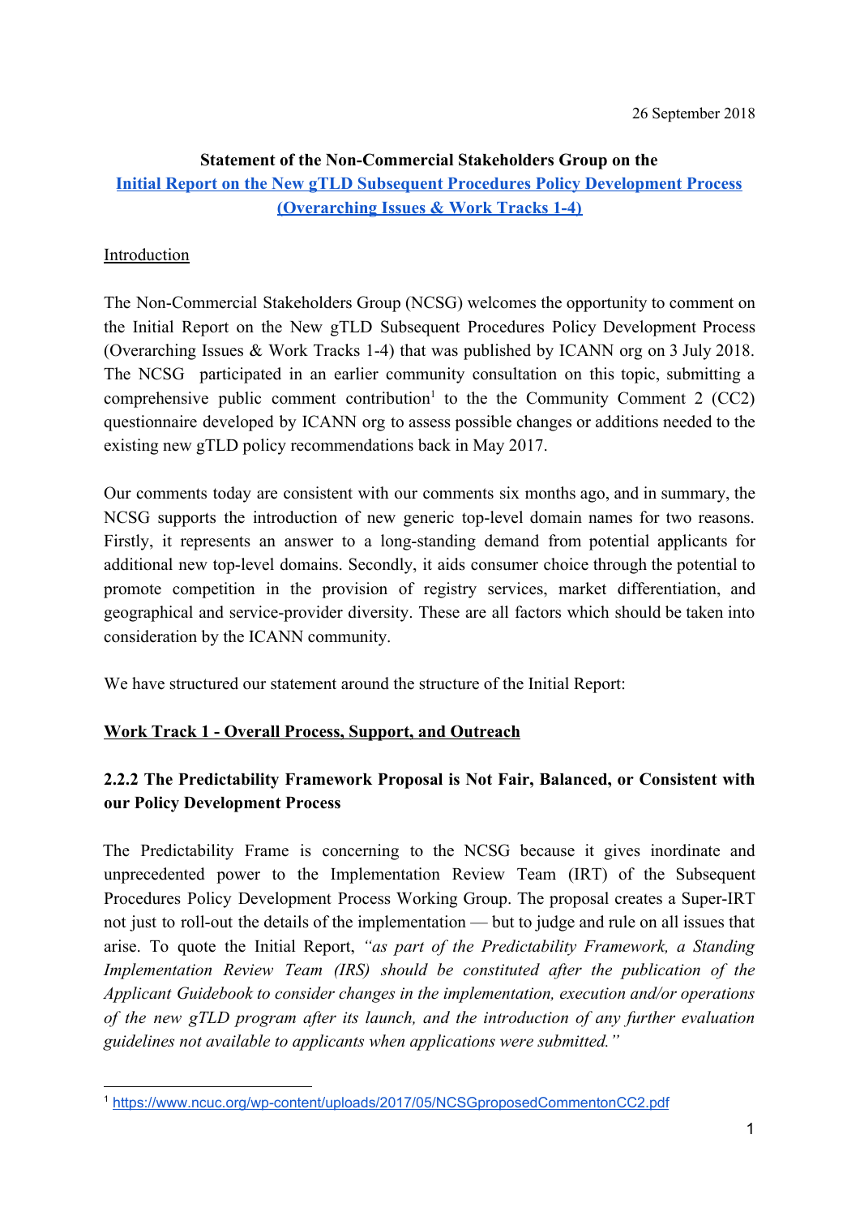26 September 2018

**Statement of the Non-Commercial Stakeholders Group on the**
**[Initial Report on the New gTLD Subsequent Procedures Policy Development Process (Overarching Issues & Work Tracks 1-4)]()**

## Introduction

The Non-Commercial Stakeholders Group (NCSG) welcomes the opportunity to comment on the Initial Report on the New gTLD Subsequent Procedures Policy Development Process (Overarching Issues & Work Tracks 1-4) that was published by ICANN org on 3 July 2018. The NCSG participated in an earlier community consultation on this topic, submitting a comprehensive public comment contribution[1] to the the Community Comment 2 (CC2) questionnaire developed by ICANN org to assess possible changes or additions needed to the existing new gTLD policy recommendations back in May 2017.

Our comments today are consistent with our comments six months ago, and in summary, the NCSG supports the introduction of new generic top-level domain names for two reasons. Firstly, it represents an answer to a long-standing demand from potential applicants for additional new top-level domains. Secondly, it aids consumer choice through the potential to promote competition in the provision of registry services, market differentiation, and geographical and service-provider diversity. These are all factors which should be taken into consideration by the ICANN community.

We have structured our statement around the structure of the Initial Report:

## Work Track 1 - Overall Process, Support, and Outreach

### 2.2.2 The Predictability Framework Proposal is Not Fair, Balanced, or Consistent with our Policy Development Process

The Predictability Frame is concerning to the NCSG because it gives inordinate and unprecedented power to the Implementation Review Team (IRT) of the Subsequent Procedures Policy Development Process Working Group. The proposal creates a Super-IRT not just to roll-out the details of the implementation — but to judge and rule on all issues that arise. To quote the Initial Report, *"as part of the Predictability Framework, a Standing Implementation Review Team (IRS) should be constituted after the publication of the Applicant Guidebook to consider changes in the implementation, execution and/or operations of the new gTLD program after its launch, and the introduction of any further evaluation guidelines not available to applicants when applications were submitted."*

[1] https://www.ncuc.org/wp-content/uploads/2017/05/NCSGproposedCommentonCC2.pdf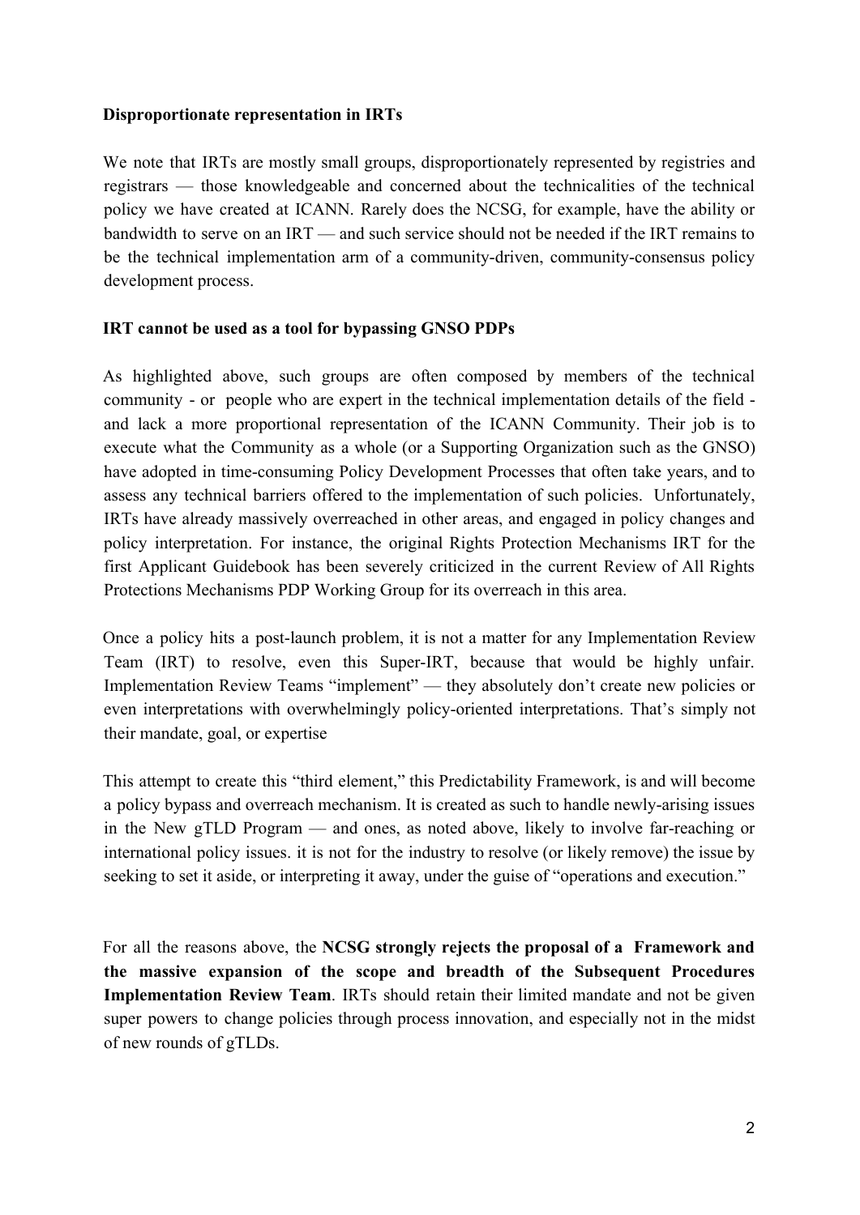**Disproportionate representation in IRTs**

We note that IRTs are mostly small groups, disproportionately represented by registries and registrars — those knowledgeable and concerned about the technicalities of the technical policy we have created at ICANN. Rarely does the NCSG, for example, have the ability or bandwidth to serve on an IRT — and such service should not be needed if the IRT remains to be the technical implementation arm of a community-driven, community-consensus policy development process.

**IRT cannot be used as a tool for bypassing GNSO PDPs**

As highlighted above, such groups are often composed by members of the technical community - or people who are expert in the technical implementation details of the field - and lack a more proportional representation of the ICANN Community. Their job is to execute what the Community as a whole (or a Supporting Organization such as the GNSO) have adopted in time-consuming Policy Development Processes that often take years, and to assess any technical barriers offered to the implementation of such policies. Unfortunately, IRTs have already massively overreached in other areas, and engaged in policy changes and policy interpretation. For instance, the original Rights Protection Mechanisms IRT for the first Applicant Guidebook has been severely criticized in the current Review of All Rights Protections Mechanisms PDP Working Group for its overreach in this area.

Once a policy hits a post-launch problem, it is not a matter for any Implementation Review Team (IRT) to resolve, even this Super-IRT, because that would be highly unfair. Implementation Review Teams "implement" — they absolutely don't create new policies or even interpretations with overwhelmingly policy-oriented interpretations. That's simply not their mandate, goal, or expertise

This attempt to create this "third element," this Predictability Framework, is and will become a policy bypass and overreach mechanism. It is created as such to handle newly-arising issues in the New gTLD Program — and ones, as noted above, likely to involve far-reaching or international policy issues. it is not for the industry to resolve (or likely remove) the issue by seeking to set it aside, or interpreting it away, under the guise of "operations and execution."

For all the reasons above, the **NCSG strongly rejects the proposal of a Framework and the massive expansion of the scope and breadth of the Subsequent Procedures Implementation Review Team**. IRTs should retain their limited mandate and not be given super powers to change policies through process innovation, and especially not in the midst of new rounds of gTLDs.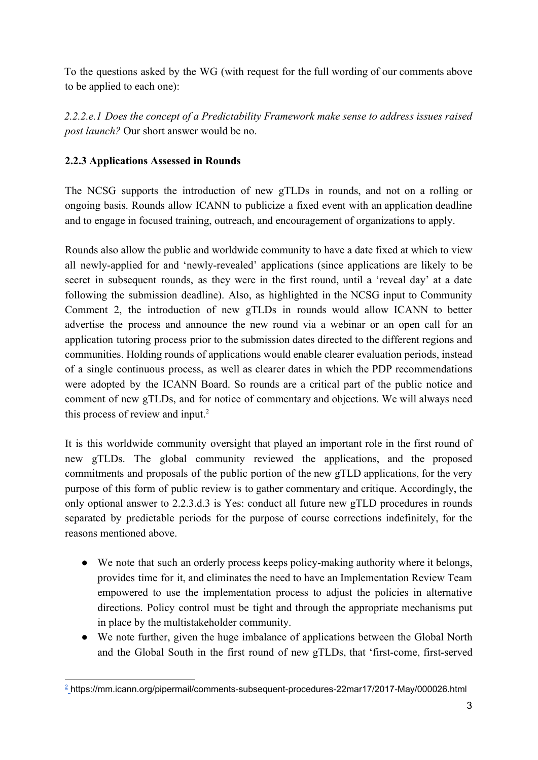To the questions asked by the WG (with request for the full wording of our comments above to be applied to each one):

*2.2.2.e.1 Does the concept of a Predictability Framework make sense to address issues raised post launch?* Our short answer would be no.

**2.2.3 Applications Assessed in Rounds**

The NCSG supports the introduction of new gTLDs in rounds, and not on a rolling or ongoing basis. Rounds allow ICANN to publicize a fixed event with an application deadline and to engage in focused training, outreach, and encouragement of organizations to apply.

Rounds also allow the public and worldwide community to have a date fixed at which to view all newly-applied for and 'newly-revealed' applications (since applications are likely to be secret in subsequent rounds, as they were in the first round, until a 'reveal day' at a date following the submission deadline). Also, as highlighted in the NCSG input to Community Comment 2, the introduction of new gTLDs in rounds would allow ICANN to better advertise the process and announce the new round via a webinar or an open call for an application tutoring process prior to the submission dates directed to the different regions and communities. Holding rounds of applications would enable clearer evaluation periods, instead of a single continuous process, as well as clearer dates in which the PDP recommendations were adopted by the ICANN Board. So rounds are a critical part of the public notice and comment of new gTLDs, and for notice of commentary and objections. We will always need this process of review and input.[2]

It is this worldwide community oversight that played an important role in the first round of new gTLDs. The global community reviewed the applications, and the proposed commitments and proposals of the public portion of the new gTLD applications, for the very purpose of this form of public review is to gather commentary and critique. Accordingly, the only optional answer to 2.2.3.d.3 is Yes: conduct all future new gTLD procedures in rounds separated by predictable periods for the purpose of course corrections indefinitely, for the reasons mentioned above.

- We note that such an orderly process keeps policy-making authority where it belongs, provides time for it, and eliminates the need to have an Implementation Review Team empowered to use the implementation process to adjust the policies in alternative directions. Policy control must be tight and through the appropriate mechanisms put in place by the multistakeholder community.
- We note further, given the huge imbalance of applications between the Global North and the Global South in the first round of new gTLDs, that 'first-come, first-served

[2] https://mm.icann.org/pipermail/comments-subsequent-procedures-22mar17/2017-May/000026.html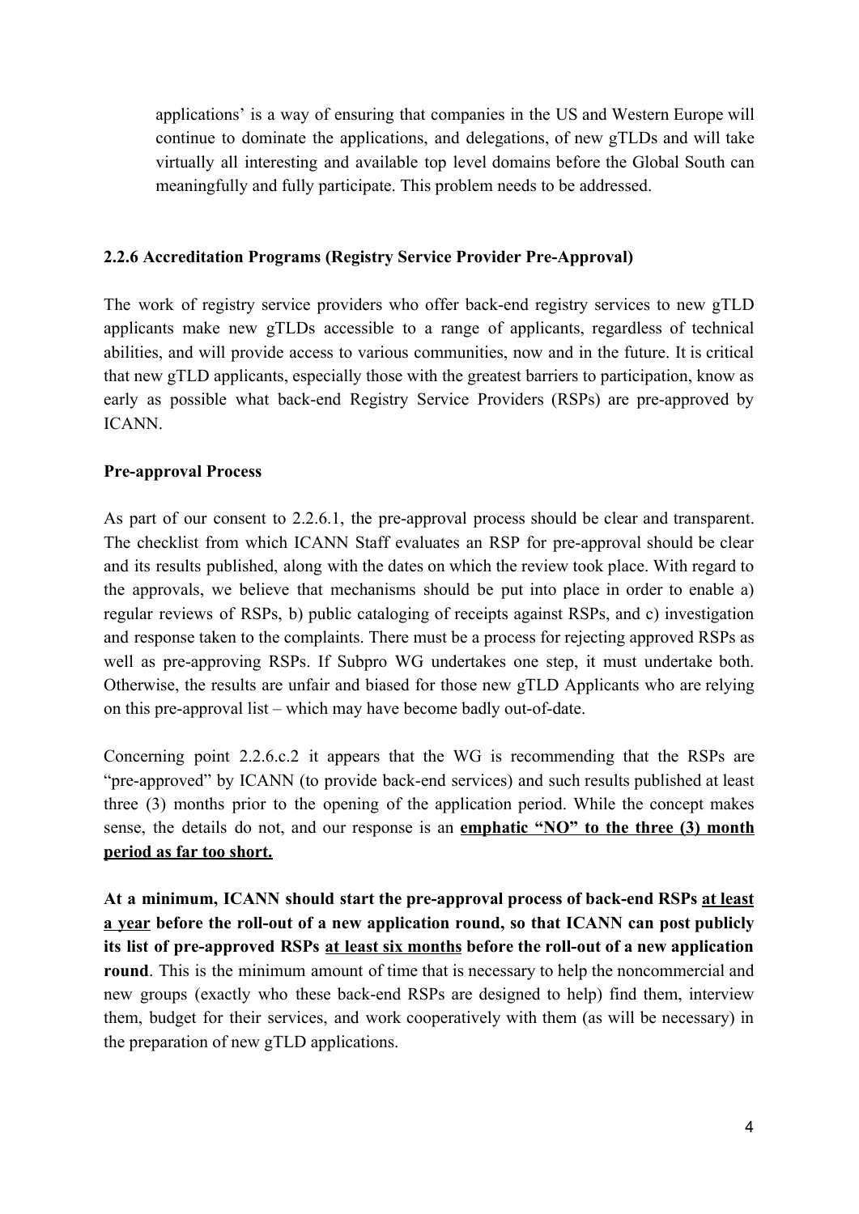applications' is a way of ensuring that companies in the US and Western Europe will continue to dominate the applications, and delegations, of new gTLDs and will take virtually all interesting and available top level domains before the Global South can meaningfully and fully participate. This problem needs to be addressed.

### 2.2.6 Accreditation Programs (Registry Service Provider Pre-Approval)

The work of registry service providers who offer back-end registry services to new gTLD applicants make new gTLDs accessible to a range of applicants, regardless of technical abilities, and will provide access to various communities, now and in the future. It is critical that new gTLD applicants, especially those with the greatest barriers to participation, know as early as possible what back-end Registry Service Providers (RSPs) are pre-approved by ICANN.

**Pre-approval Process**

As part of our consent to 2.2.6.1, the pre-approval process should be clear and transparent. The checklist from which ICANN Staff evaluates an RSP for pre-approval should be clear and its results published, along with the dates on which the review took place. With regard to the approvals, we believe that mechanisms should be put into place in order to enable a) regular reviews of RSPs, b) public cataloging of receipts against RSPs, and c) investigation and response taken to the complaints. There must be a process for rejecting approved RSPs as well as pre-approving RSPs. If Subpro WG undertakes one step, it must undertake both. Otherwise, the results are unfair and biased for those new gTLD Applicants who are relying on this pre-approval list – which may have become badly out-of-date.

Concerning point 2.2.6.c.2 it appears that the WG is recommending that the RSPs are "pre-approved" by ICANN (to provide back-end services) and such results published at least three (3) months prior to the opening of the application period. While the concept makes sense, the details do not, and our response is an **<u>emphatic "NO" to the three (3) month period as far too short.</u>**

**At a minimum, ICANN should start the pre-approval process of back-end RSPs <u>at least a year</u> before the roll-out of a new application round, so that ICANN can post publicly its list of pre-approved RSPs <u>at least six months</u> before the roll-out of a new application round**. This is the minimum amount of time that is necessary to help the noncommercial and new groups (exactly who these back-end RSPs are designed to help) find them, interview them, budget for their services, and work cooperatively with them (as will be necessary) in the preparation of new gTLD applications.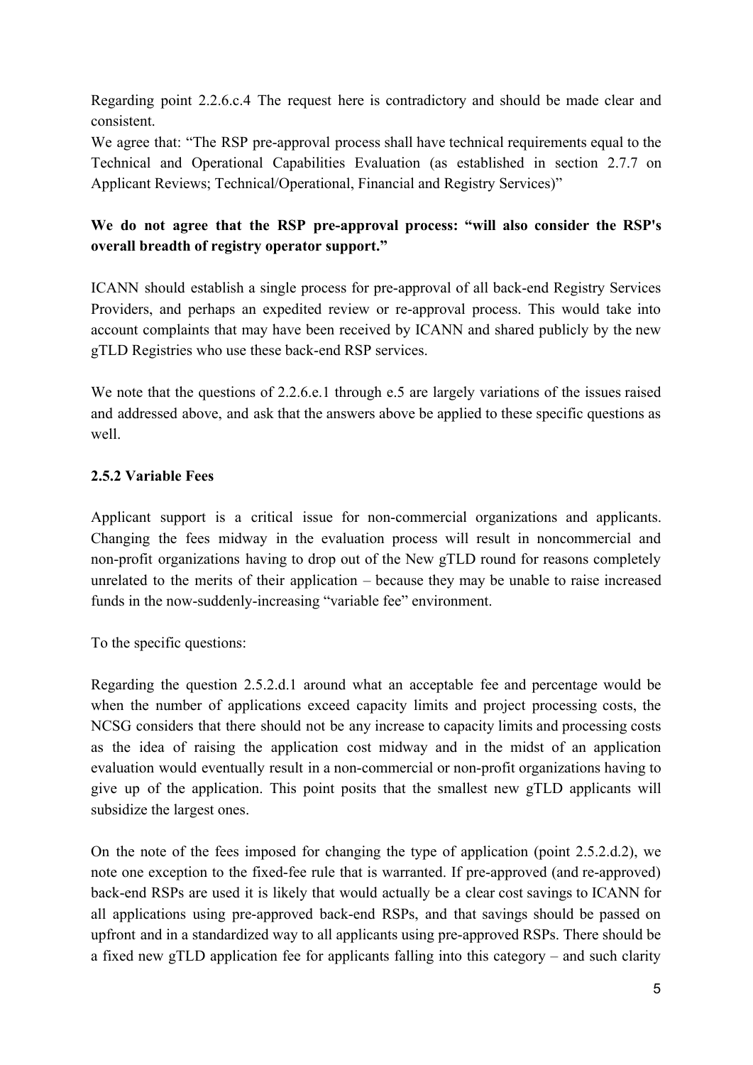Regarding point 2.2.6.c.4 The request here is contradictory and should be made clear and consistent.

We agree that: "The RSP pre-approval process shall have technical requirements equal to the Technical and Operational Capabilities Evaluation (as established in section 2.7.7 on Applicant Reviews; Technical/Operational, Financial and Registry Services)"

**We do not agree that the RSP pre-approval process: "will also consider the RSP's overall breadth of registry operator support."**

ICANN should establish a single process for pre-approval of all back-end Registry Services Providers, and perhaps an expedited review or re-approval process. This would take into account complaints that may have been received by ICANN and shared publicly by the new gTLD Registries who use these back-end RSP services.

We note that the questions of 2.2.6.e.1 through e.5 are largely variations of the issues raised and addressed above, and ask that the answers above be applied to these specific questions as well.

### 2.5.2 Variable Fees

Applicant support is a critical issue for non-commercial organizations and applicants. Changing the fees midway in the evaluation process will result in noncommercial and non-profit organizations having to drop out of the New gTLD round for reasons completely unrelated to the merits of their application – because they may be unable to raise increased funds in the now-suddenly-increasing "variable fee" environment.

To the specific questions:

Regarding the question 2.5.2.d.1 around what an acceptable fee and percentage would be when the number of applications exceed capacity limits and project processing costs, the NCSG considers that there should not be any increase to capacity limits and processing costs as the idea of raising the application cost midway and in the midst of an application evaluation would eventually result in a non-commercial or non-profit organizations having to give up of the application. This point posits that the smallest new gTLD applicants will subsidize the largest ones.

On the note of the fees imposed for changing the type of application (point 2.5.2.d.2), we note one exception to the fixed-fee rule that is warranted. If pre-approved (and re-approved) back-end RSPs are used it is likely that would actually be a clear cost savings to ICANN for all applications using pre-approved back-end RSPs, and that savings should be passed on upfront and in a standardized way to all applicants using pre-approved RSPs. There should be a fixed new gTLD application fee for applicants falling into this category – and such clarity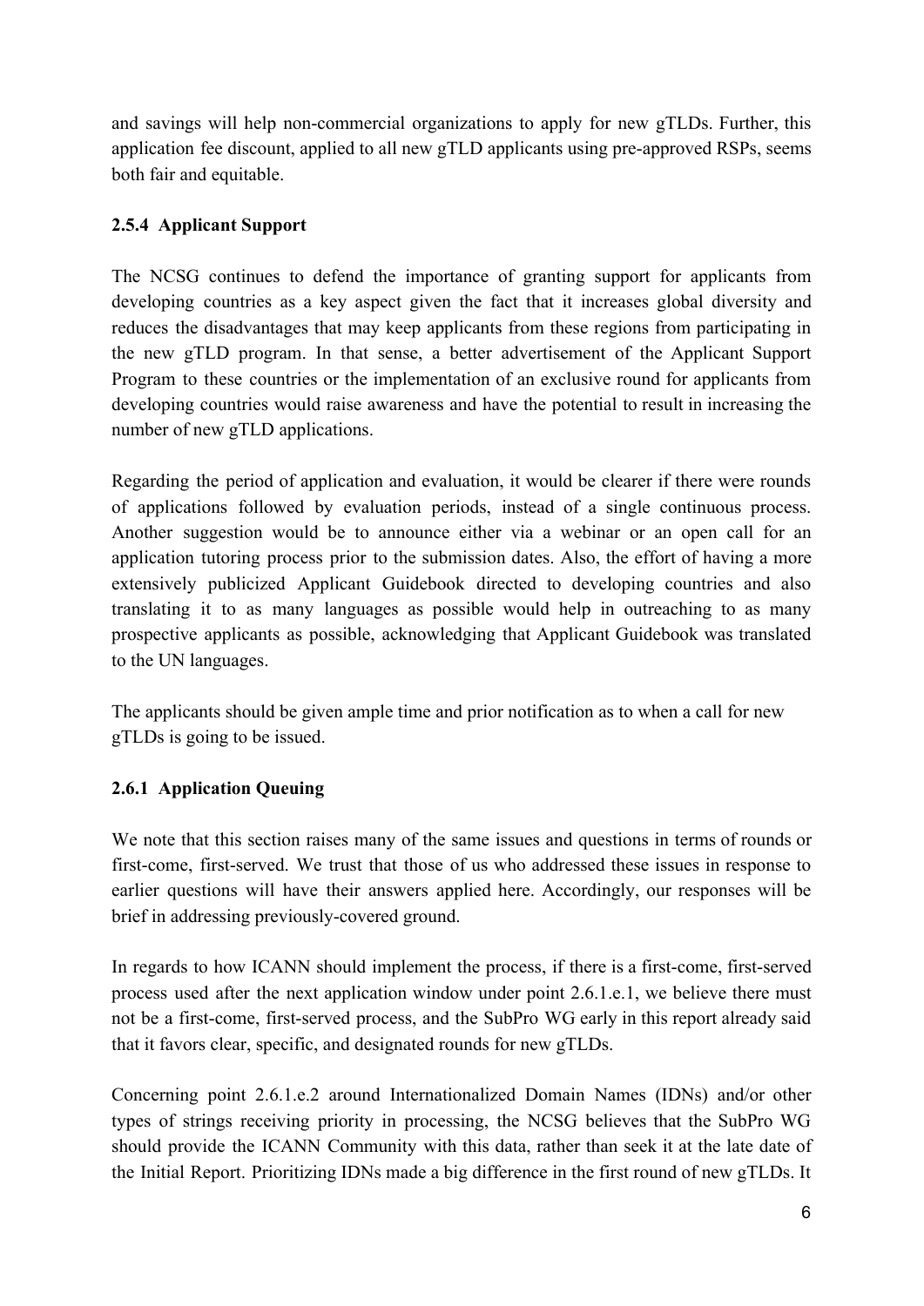and savings will help non-commercial organizations to apply for new gTLDs. Further, this application fee discount, applied to all new gTLD applicants using pre-approved RSPs, seems both fair and equitable.

### 2.5.4 Applicant Support

The NCSG continues to defend the importance of granting support for applicants from developing countries as a key aspect given the fact that it increases global diversity and reduces the disadvantages that may keep applicants from these regions from participating in the new gTLD program. In that sense, a better advertisement of the Applicant Support Program to these countries or the implementation of an exclusive round for applicants from developing countries would raise awareness and have the potential to result in increasing the number of new gTLD applications.

Regarding the period of application and evaluation, it would be clearer if there were rounds of applications followed by evaluation periods, instead of a single continuous process. Another suggestion would be to announce either via a webinar or an open call for an application tutoring process prior to the submission dates. Also, the effort of having a more extensively publicized Applicant Guidebook directed to developing countries and also translating it to as many languages as possible would help in outreaching to as many prospective applicants as possible, acknowledging that Applicant Guidebook was translated to the UN languages.

The applicants should be given ample time and prior notification as to when a call for new gTLDs is going to be issued.

### 2.6.1 Application Queuing

We note that this section raises many of the same issues and questions in terms of rounds or first-come, first-served. We trust that those of us who addressed these issues in response to earlier questions will have their answers applied here. Accordingly, our responses will be brief in addressing previously-covered ground.

In regards to how ICANN should implement the process, if there is a first-come, first-served process used after the next application window under point 2.6.1.e.1, we believe there must not be a first-come, first-served process, and the SubPro WG early in this report already said that it favors clear, specific, and designated rounds for new gTLDs.

Concerning point 2.6.1.e.2 around Internationalized Domain Names (IDNs) and/or other types of strings receiving priority in processing, the NCSG believes that the SubPro WG should provide the ICANN Community with this data, rather than seek it at the late date of the Initial Report. Prioritizing IDNs made a big difference in the first round of new gTLDs. It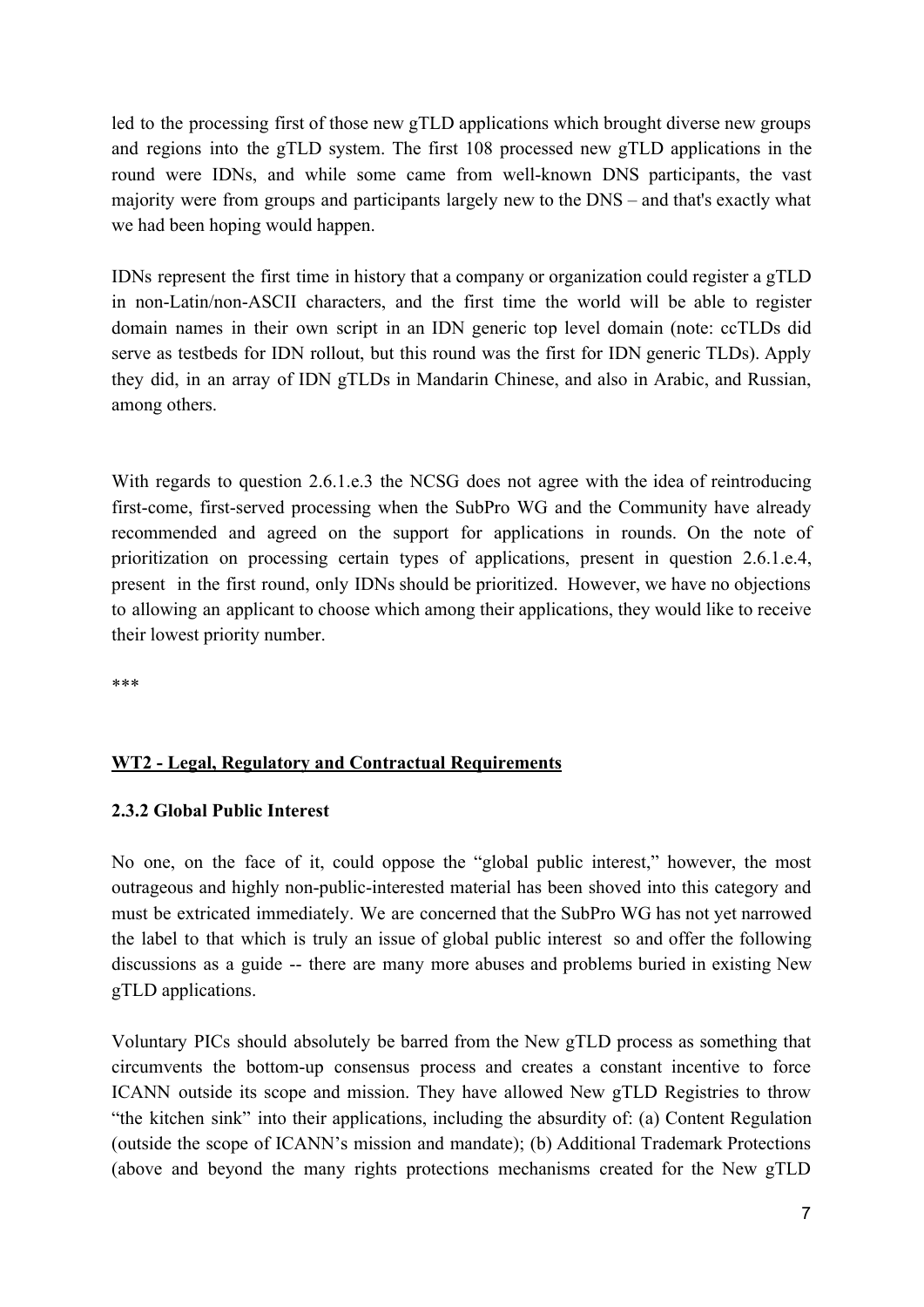led to the processing first of those new gTLD applications which brought diverse new groups and regions into the gTLD system. The first 108 processed new gTLD applications in the round were IDNs, and while some came from well-known DNS participants, the vast majority were from groups and participants largely new to the DNS – and that's exactly what we had been hoping would happen.

IDNs represent the first time in history that a company or organization could register a gTLD in non-Latin/non-ASCII characters, and the first time the world will be able to register domain names in their own script in an IDN generic top level domain (note: ccTLDs did serve as testbeds for IDN rollout, but this round was the first for IDN generic TLDs). Apply they did, in an array of IDN gTLDs in Mandarin Chinese, and also in Arabic, and Russian, among others.

With regards to question 2.6.1.e.3 the NCSG does not agree with the idea of reintroducing first-come, first-served processing when the SubPro WG and the Community have already recommended and agreed on the support for applications in rounds. On the note of prioritization on processing certain types of applications, present in question 2.6.1.e.4, present in the first round, only IDNs should be prioritized. However, we have no objections to allowing an applicant to choose which among their applications, they would like to receive their lowest priority number.

***

## WT2 - Legal, Regulatory and Contractual Requirements

### 2.3.2 Global Public Interest

No one, on the face of it, could oppose the "global public interest," however, the most outrageous and highly non-public-interested material has been shoved into this category and must be extricated immediately. We are concerned that the SubPro WG has not yet narrowed the label to that which is truly an issue of global public interest so and offer the following discussions as a guide -- there are many more abuses and problems buried in existing New gTLD applications.

Voluntary PICs should absolutely be barred from the New gTLD process as something that circumvents the bottom-up consensus process and creates a constant incentive to force ICANN outside its scope and mission. They have allowed New gTLD Registries to throw "the kitchen sink" into their applications, including the absurdity of: (a) Content Regulation (outside the scope of ICANN's mission and mandate); (b) Additional Trademark Protections (above and beyond the many rights protections mechanisms created for the New gTLD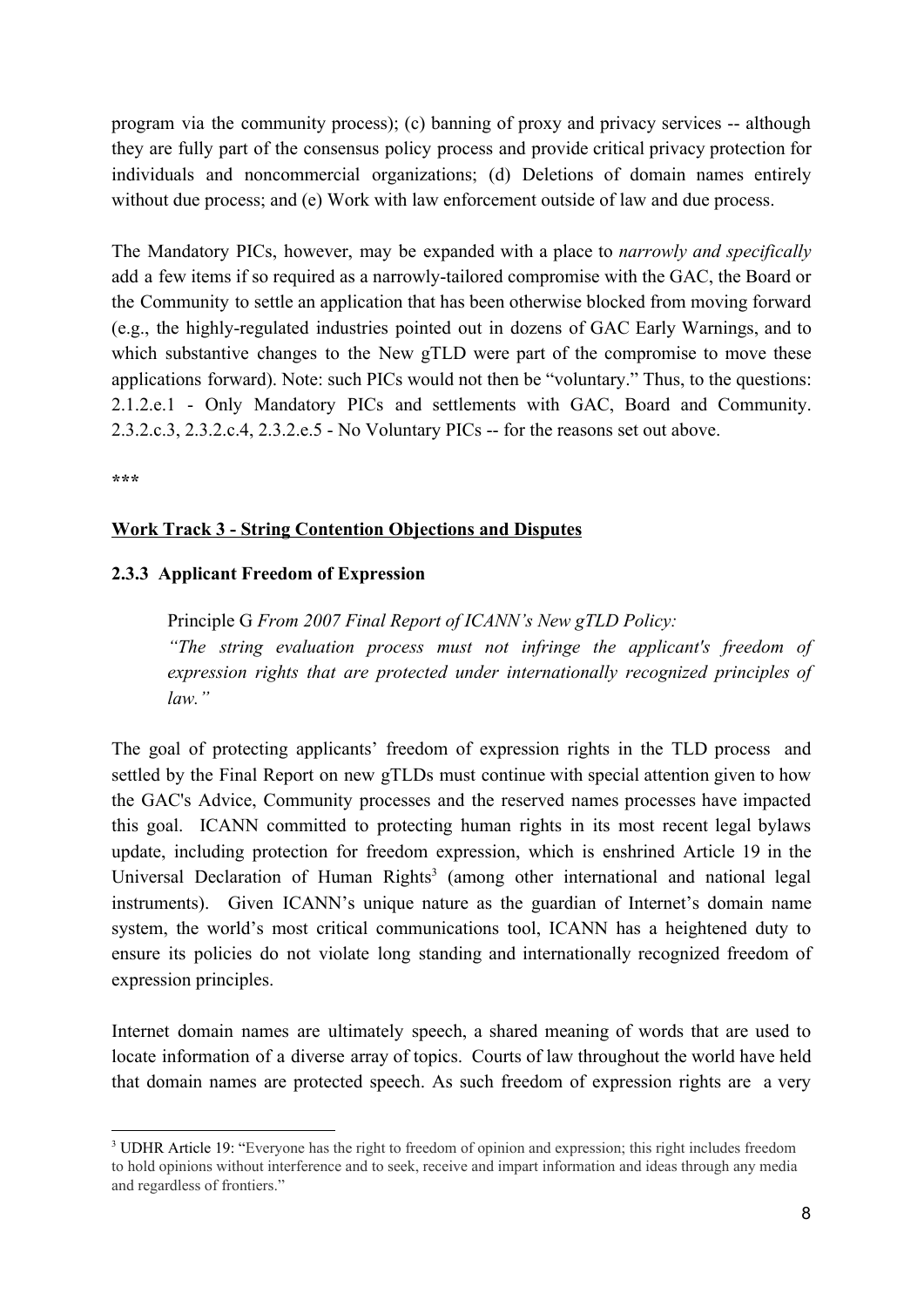program via the community process); (c) banning of proxy and privacy services -- although they are fully part of the consensus policy process and provide critical privacy protection for individuals and noncommercial organizations; (d) Deletions of domain names entirely without due process; and (e) Work with law enforcement outside of law and due process.

The Mandatory PICs, however, may be expanded with a place to *narrowly and specifically* add a few items if so required as a narrowly-tailored compromise with the GAC, the Board or the Community to settle an application that has been otherwise blocked from moving forward (e.g., the highly-regulated industries pointed out in dozens of GAC Early Warnings, and to which substantive changes to the New gTLD were part of the compromise to move these applications forward). Note: such PICs would not then be "voluntary." Thus, to the questions: 2.1.2.e.1 - Only Mandatory PICs and settlements with GAC, Board and Community. 2.3.2.c.3, 2.3.2.c.4, 2.3.2.e.5 - No Voluntary PICs -- for the reasons set out above.

**\*\*\***

**<u>Work Track 3 - String Contention Objections and Disputes</u>**

**2.3.3 Applicant Freedom of Expression**

> Principle G *From 2007 Final Report of ICANN's New gTLD Policy:*
> *"The string evaluation process must not infringe the applicant's freedom of expression rights that are protected under internationally recognized principles of law."*

The goal of protecting applicants' freedom of expression rights in the TLD process and settled by the Final Report on new gTLDs must continue with special attention given to how the GAC's Advice, Community processes and the reserved names processes have impacted this goal. ICANN committed to protecting human rights in its most recent legal bylaws update, including protection for freedom expression, which is enshrined Article 19 in the Universal Declaration of Human Rights[3] (among other international and national legal instruments). Given ICANN's unique nature as the guardian of Internet's domain name system, the world's most critical communications tool, ICANN has a heightened duty to ensure its policies do not violate long standing and internationally recognized freedom of expression principles.

Internet domain names are ultimately speech, a shared meaning of words that are used to locate information of a diverse array of topics. Courts of law throughout the world have held that domain names are protected speech. As such freedom of expression rights are a very

[3] UDHR Article 19: "Everyone has the right to freedom of opinion and expression; this right includes freedom to hold opinions without interference and to seek, receive and impart information and ideas through any media and regardless of frontiers."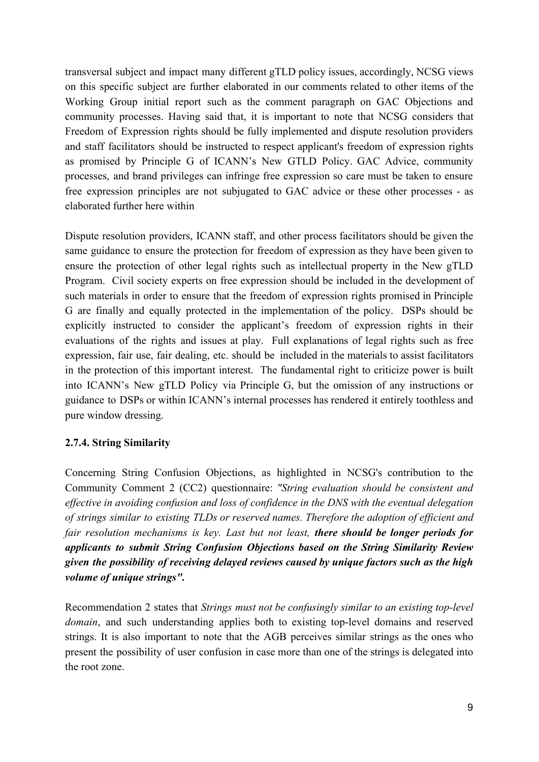transversal subject and impact many different gTLD policy issues, accordingly, NCSG views on this specific subject are further elaborated in our comments related to other items of the Working Group initial report such as the comment paragraph on GAC Objections and community processes. Having said that, it is important to note that NCSG considers that Freedom of Expression rights should be fully implemented and dispute resolution providers and staff facilitators should be instructed to respect applicant's freedom of expression rights as promised by Principle G of ICANN's New GTLD Policy. GAC Advice, community processes, and brand privileges can infringe free expression so care must be taken to ensure free expression principles are not subjugated to GAC advice or these other processes - as elaborated further here within

Dispute resolution providers, ICANN staff, and other process facilitators should be given the same guidance to ensure the protection for freedom of expression as they have been given to ensure the protection of other legal rights such as intellectual property in the New gTLD Program. Civil society experts on free expression should be included in the development of such materials in order to ensure that the freedom of expression rights promised in Principle G are finally and equally protected in the implementation of the policy. DSPs should be explicitly instructed to consider the applicant's freedom of expression rights in their evaluations of the rights and issues at play. Full explanations of legal rights such as free expression, fair use, fair dealing, etc. should be included in the materials to assist facilitators in the protection of this important interest. The fundamental right to criticize power is built into ICANN's New gTLD Policy via Principle G, but the omission of any instructions or guidance to DSPs or within ICANN's internal processes has rendered it entirely toothless and pure window dressing.

### 2.7.4. String Similarity

Concerning String Confusion Objections, as highlighted in NCSG's contribution to the Community Comment 2 (CC2) questionnaire: *"String evaluation should be consistent and effective in avoiding confusion and loss of confidence in the DNS with the eventual delegation of strings similar to existing TLDs or reserved names. Therefore the adoption of efficient and fair resolution mechanisms is key. Last but not least,* ***there should be longer periods for applicants to submit String Confusion Objections based on the String Similarity Review given the possibility of receiving delayed reviews caused by unique factors such as the high volume of unique strings".***

Recommendation 2 states that *Strings must not be confusingly similar to an existing top-level domain*, and such understanding applies both to existing top-level domains and reserved strings. It is also important to note that the AGB perceives similar strings as the ones who present the possibility of user confusion in case more than one of the strings is delegated into the root zone.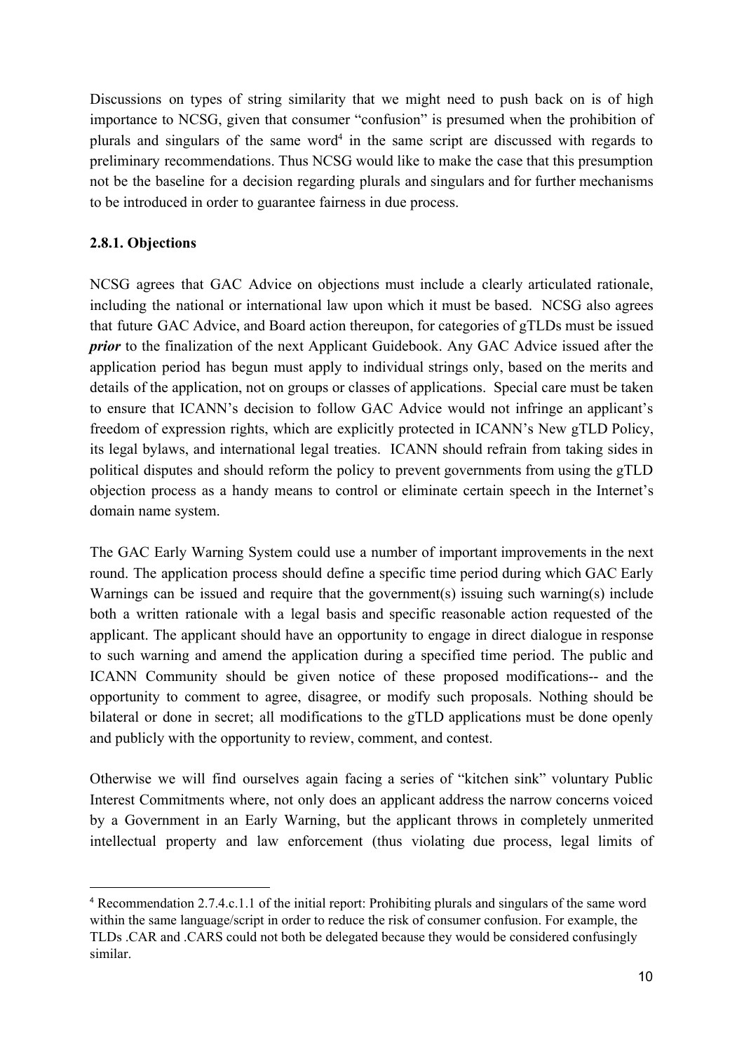Discussions on types of string similarity that we might need to push back on is of high importance to NCSG, given that consumer "confusion" is presumed when the prohibition of plurals and singulars of the same word[4] in the same script are discussed with regards to preliminary recommendations. Thus NCSG would like to make the case that this presumption not be the baseline for a decision regarding plurals and singulars and for further mechanisms to be introduced in order to guarantee fairness in due process.

### 2.8.1. Objections

NCSG agrees that GAC Advice on objections must include a clearly articulated rationale, including the national or international law upon which it must be based. NCSG also agrees that future GAC Advice, and Board action thereupon, for categories of gTLDs must be issued ***prior*** to the finalization of the next Applicant Guidebook. Any GAC Advice issued after the application period has begun must apply to individual strings only, based on the merits and details of the application, not on groups or classes of applications. Special care must be taken to ensure that ICANN's decision to follow GAC Advice would not infringe an applicant's freedom of expression rights, which are explicitly protected in ICANN's New gTLD Policy, its legal bylaws, and international legal treaties. ICANN should refrain from taking sides in political disputes and should reform the policy to prevent governments from using the gTLD objection process as a handy means to control or eliminate certain speech in the Internet's domain name system.

The GAC Early Warning System could use a number of important improvements in the next round. The application process should define a specific time period during which GAC Early Warnings can be issued and require that the government(s) issuing such warning(s) include both a written rationale with a legal basis and specific reasonable action requested of the applicant. The applicant should have an opportunity to engage in direct dialogue in response to such warning and amend the application during a specified time period. The public and ICANN Community should be given notice of these proposed modifications-- and the opportunity to comment to agree, disagree, or modify such proposals. Nothing should be bilateral or done in secret; all modifications to the gTLD applications must be done openly and publicly with the opportunity to review, comment, and contest.

Otherwise we will find ourselves again facing a series of "kitchen sink" voluntary Public Interest Commitments where, not only does an applicant address the narrow concerns voiced by a Government in an Early Warning, but the applicant throws in completely unmerited intellectual property and law enforcement (thus violating due process, legal limits of

---

[4] Recommendation 2.7.4.c.1.1 of the initial report: Prohibiting plurals and singulars of the same word within the same language/script in order to reduce the risk of consumer confusion. For example, the TLDs .CAR and .CARS could not both be delegated because they would be considered confusingly similar.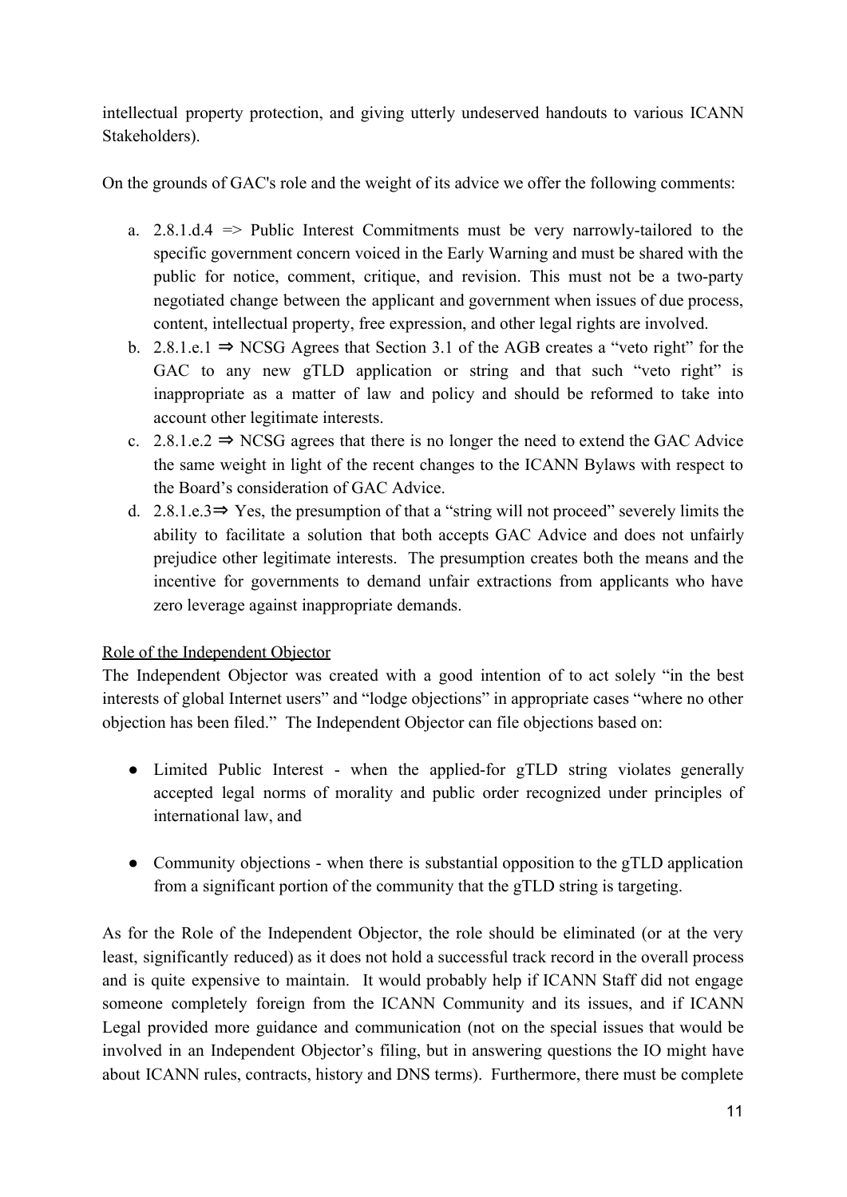intellectual property protection, and giving utterly undeserved handouts to various ICANN Stakeholders).

On the grounds of GAC's role and the weight of its advice we offer the following comments:

a. 2.8.1.d.4 => Public Interest Commitments must be very narrowly-tailored to the specific government concern voiced in the Early Warning and must be shared with the public for notice, comment, critique, and revision. This must not be a two-party negotiated change between the applicant and government when issues of due process, content, intellectual property, free expression, and other legal rights are involved.
b. 2.8.1.e.1 ⇒ NCSG Agrees that Section 3.1 of the AGB creates a "veto right" for the GAC to any new gTLD application or string and that such "veto right" is inappropriate as a matter of law and policy and should be reformed to take into account other legitimate interests.
c. 2.8.1.e.2 ⇒ NCSG agrees that there is no longer the need to extend the GAC Advice the same weight in light of the recent changes to the ICANN Bylaws with respect to the Board's consideration of GAC Advice.
d. 2.8.1.e.3⇒ Yes, the presumption of that a "string will not proceed" severely limits the ability to facilitate a solution that both accepts GAC Advice and does not unfairly prejudice other legitimate interests. The presumption creates both the means and the incentive for governments to demand unfair extractions from applicants who have zero leverage against inappropriate demands.

<u>Role of the Independent Objector</u>

The Independent Objector was created with a good intention of to act solely "in the best interests of global Internet users" and "lodge objections" in appropriate cases "where no other objection has been filed." The Independent Objector can file objections based on:

- Limited Public Interest - when the applied-for gTLD string violates generally accepted legal norms of morality and public order recognized under principles of international law, and

- Community objections - when there is substantial opposition to the gTLD application from a significant portion of the community that the gTLD string is targeting.

As for the Role of the Independent Objector, the role should be eliminated (or at the very least, significantly reduced) as it does not hold a successful track record in the overall process and is quite expensive to maintain. It would probably help if ICANN Staff did not engage someone completely foreign from the ICANN Community and its issues, and if ICANN Legal provided more guidance and communication (not on the special issues that would be involved in an Independent Objector's filing, but in answering questions the IO might have about ICANN rules, contracts, history and DNS terms). Furthermore, there must be complete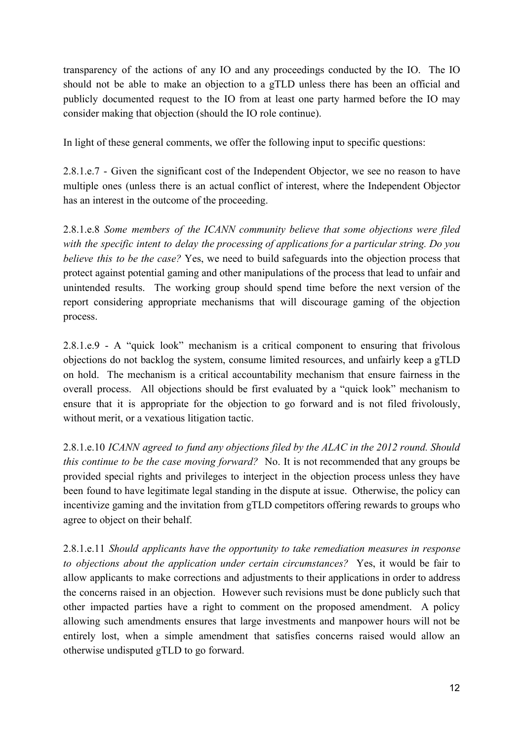transparency of the actions of any IO and any proceedings conducted by the IO. The IO should not be able to make an objection to a gTLD unless there has been an official and publicly documented request to the IO from at least one party harmed before the IO may consider making that objection (should the IO role continue).

In light of these general comments, we offer the following input to specific questions:

2.8.1.e.7 - Given the significant cost of the Independent Objector, we see no reason to have multiple ones (unless there is an actual conflict of interest, where the Independent Objector has an interest in the outcome of the proceeding.

2.8.1.e.8 *Some members of the ICANN community believe that some objections were filed with the specific intent to delay the processing of applications for a particular string. Do you believe this to be the case?* Yes, we need to build safeguards into the objection process that protect against potential gaming and other manipulations of the process that lead to unfair and unintended results. The working group should spend time before the next version of the report considering appropriate mechanisms that will discourage gaming of the objection process.

2.8.1.e.9 - A "quick look" mechanism is a critical component to ensuring that frivolous objections do not backlog the system, consume limited resources, and unfairly keep a gTLD on hold. The mechanism is a critical accountability mechanism that ensure fairness in the overall process. All objections should be first evaluated by a "quick look" mechanism to ensure that it is appropriate for the objection to go forward and is not filed frivolously, without merit, or a vexatious litigation tactic.

2.8.1.e.10 *ICANN agreed to fund any objections filed by the ALAC in the 2012 round. Should this continue to be the case moving forward?* No. It is not recommended that any groups be provided special rights and privileges to interject in the objection process unless they have been found to have legitimate legal standing in the dispute at issue. Otherwise, the policy can incentivize gaming and the invitation from gTLD competitors offering rewards to groups who agree to object on their behalf.

2.8.1.e.11 *Should applicants have the opportunity to take remediation measures in response to objections about the application under certain circumstances?* Yes, it would be fair to allow applicants to make corrections and adjustments to their applications in order to address the concerns raised in an objection. However such revisions must be done publicly such that other impacted parties have a right to comment on the proposed amendment. A policy allowing such amendments ensures that large investments and manpower hours will not be entirely lost, when a simple amendment that satisfies concerns raised would allow an otherwise undisputed gTLD to go forward.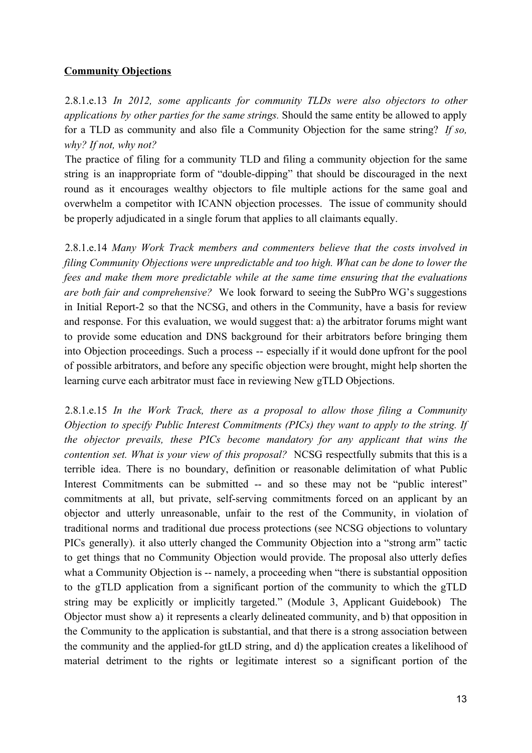**Community Objections**

2.8.1.e.13 *In 2012, some applicants for community TLDs were also objectors to other applications by other parties for the same strings.* Should the same entity be allowed to apply for a TLD as community and also file a Community Objection for the same string? *If so, why? If not, why not?*

The practice of filing for a community TLD and filing a community objection for the same string is an inappropriate form of "double-dipping" that should be discouraged in the next round as it encourages wealthy objectors to file multiple actions for the same goal and overwhelm a competitor with ICANN objection processes. The issue of community should be properly adjudicated in a single forum that applies to all claimants equally.

2.8.1.e.14 *Many Work Track members and commenters believe that the costs involved in filing Community Objections were unpredictable and too high. What can be done to lower the fees and make them more predictable while at the same time ensuring that the evaluations are both fair and comprehensive?* We look forward to seeing the SubPro WG's suggestions in Initial Report-2 so that the NCSG, and others in the Community, have a basis for review and response. For this evaluation, we would suggest that: a) the arbitrator forums might want to provide some education and DNS background for their arbitrators before bringing them into Objection proceedings. Such a process -- especially if it would done upfront for the pool of possible arbitrators, and before any specific objection were brought, might help shorten the learning curve each arbitrator must face in reviewing New gTLD Objections.

2.8.1.e.15 *In the Work Track, there as a proposal to allow those filing a Community Objection to specify Public Interest Commitments (PICs) they want to apply to the string. If the objector prevails, these PICs become mandatory for any applicant that wins the contention set. What is your view of this proposal?* NCSG respectfully submits that this is a terrible idea. There is no boundary, definition or reasonable delimitation of what Public Interest Commitments can be submitted -- and so these may not be "public interest" commitments at all, but private, self-serving commitments forced on an applicant by an objector and utterly unreasonable, unfair to the rest of the Community, in violation of traditional norms and traditional due process protections (see NCSG objections to voluntary PICs generally). it also utterly changed the Community Objection into a "strong arm" tactic to get things that no Community Objection would provide. The proposal also utterly defies what a Community Objection is -- namely, a proceeding when "there is substantial opposition to the gTLD application from a significant portion of the community to which the gTLD string may be explicitly or implicitly targeted." (Module 3, Applicant Guidebook) The Objector must show a) it represents a clearly delineated community, and b) that opposition in the Community to the application is substantial, and that there is a strong association between the community and the applied-for gtLD string, and d) the application creates a likelihood of material detriment to the rights or legitimate interest so a significant portion of the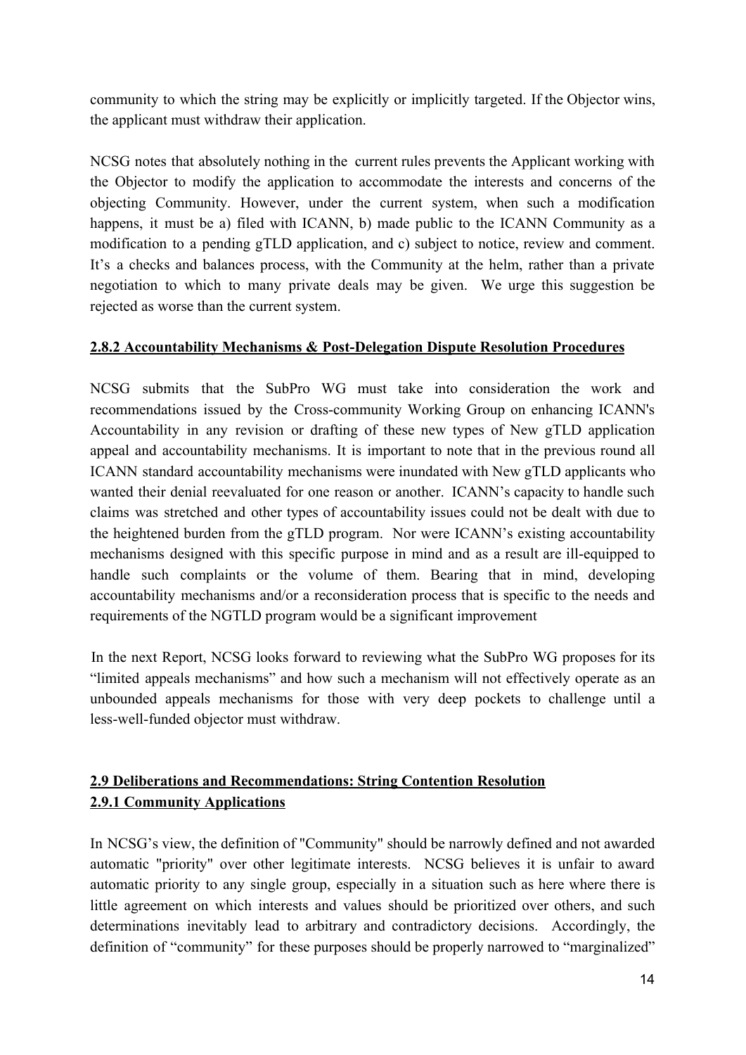community to which the string may be explicitly or implicitly targeted. If the Objector wins, the applicant must withdraw their application.

NCSG notes that absolutely nothing in the current rules prevents the Applicant working with the Objector to modify the application to accommodate the interests and concerns of the objecting Community. However, under the current system, when such a modification happens, it must be a) filed with ICANN, b) made public to the ICANN Community as a modification to a pending gTLD application, and c) subject to notice, review and comment. It's a checks and balances process, with the Community at the helm, rather than a private negotiation to which to many private deals may be given. We urge this suggestion be rejected as worse than the current system.

**2.8.2 Accountability Mechanisms & Post-Delegation Dispute Resolution Procedures**

NCSG submits that the SubPro WG must take into consideration the work and recommendations issued by the Cross-community Working Group on enhancing ICANN's Accountability in any revision or drafting of these new types of New gTLD application appeal and accountability mechanisms. It is important to note that in the previous round all ICANN standard accountability mechanisms were inundated with New gTLD applicants who wanted their denial reevaluated for one reason or another. ICANN's capacity to handle such claims was stretched and other types of accountability issues could not be dealt with due to the heightened burden from the gTLD program. Nor were ICANN's existing accountability mechanisms designed with this specific purpose in mind and as a result are ill-equipped to handle such complaints or the volume of them. Bearing that in mind, developing accountability mechanisms and/or a reconsideration process that is specific to the needs and requirements of the NGTLD program would be a significant improvement

In the next Report, NCSG looks forward to reviewing what the SubPro WG proposes for its "limited appeals mechanisms" and how such a mechanism will not effectively operate as an unbounded appeals mechanisms for those with very deep pockets to challenge until a less-well-funded objector must withdraw.

**2.9 Deliberations and Recommendations: String Contention Resolution**
**2.9.1 Community Applications**

In NCSG's view, the definition of "Community" should be narrowly defined and not awarded automatic "priority" over other legitimate interests. NCSG believes it is unfair to award automatic priority to any single group, especially in a situation such as here where there is little agreement on which interests and values should be prioritized over others, and such determinations inevitably lead to arbitrary and contradictory decisions. Accordingly, the definition of "community" for these purposes should be properly narrowed to "marginalized"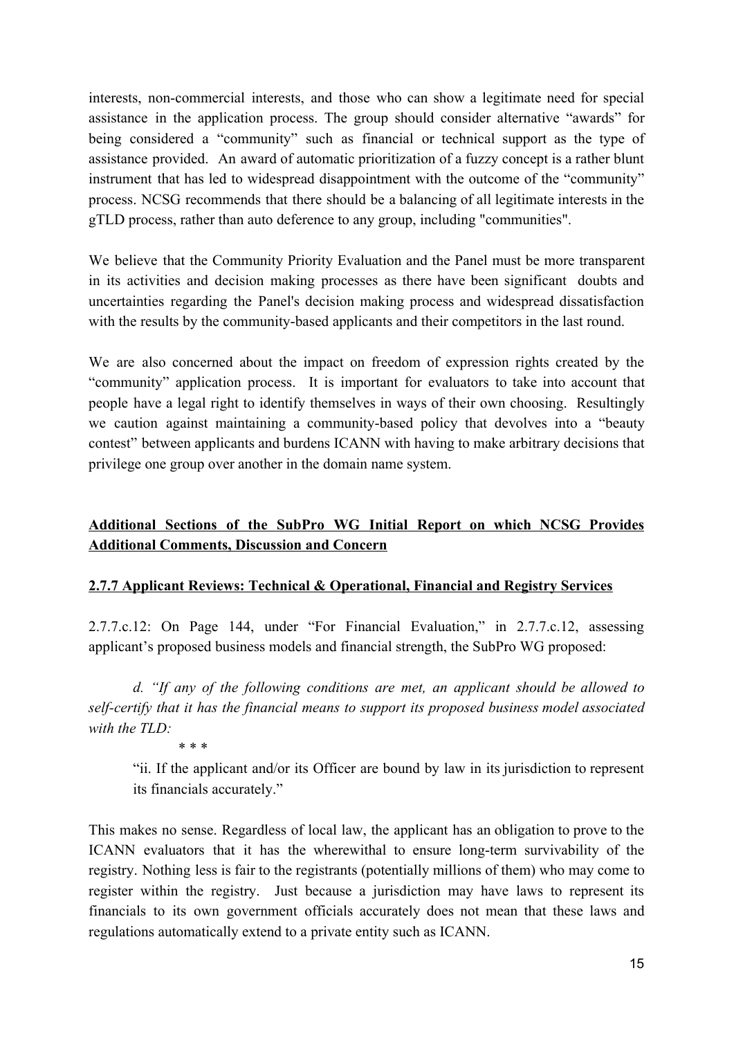interests, non-commercial interests, and those who can show a legitimate need for special assistance in the application process. The group should consider alternative "awards" for being considered a "community" such as financial or technical support as the type of assistance provided. An award of automatic prioritization of a fuzzy concept is a rather blunt instrument that has led to widespread disappointment with the outcome of the "community" process. NCSG recommends that there should be a balancing of all legitimate interests in the gTLD process, rather than auto deference to any group, including "communities".

We believe that the Community Priority Evaluation and the Panel must be more transparent in its activities and decision making processes as there have been significant doubts and uncertainties regarding the Panel's decision making process and widespread dissatisfaction with the results by the community-based applicants and their competitors in the last round.

We are also concerned about the impact on freedom of expression rights created by the "community" application process. It is important for evaluators to take into account that people have a legal right to identify themselves in ways of their own choosing. Resultingly we caution against maintaining a community-based policy that devolves into a "beauty contest" between applicants and burdens ICANN with having to make arbitrary decisions that privilege one group over another in the domain name system.

## Additional Sections of the SubPro WG Initial Report on which NCSG Provides Additional Comments, Discussion and Concern

### 2.7.7 Applicant Reviews: Technical & Operational, Financial and Registry Services

2.7.7.c.12: On Page 144, under "For Financial Evaluation," in 2.7.7.c.12, assessing applicant's proposed business models and financial strength, the SubPro WG proposed:

> *d. "If any of the following conditions are met, an applicant should be allowed to self-certify that it has the financial means to support its proposed business model associated with the TLD:*
>
> \* \* \*
>
> "ii. If the applicant and/or its Officer are bound by law in its jurisdiction to represent its financials accurately."

This makes no sense. Regardless of local law, the applicant has an obligation to prove to the ICANN evaluators that it has the wherewithal to ensure long-term survivability of the registry. Nothing less is fair to the registrants (potentially millions of them) who may come to register within the registry. Just because a jurisdiction may have laws to represent its financials to its own government officials accurately does not mean that these laws and regulations automatically extend to a private entity such as ICANN.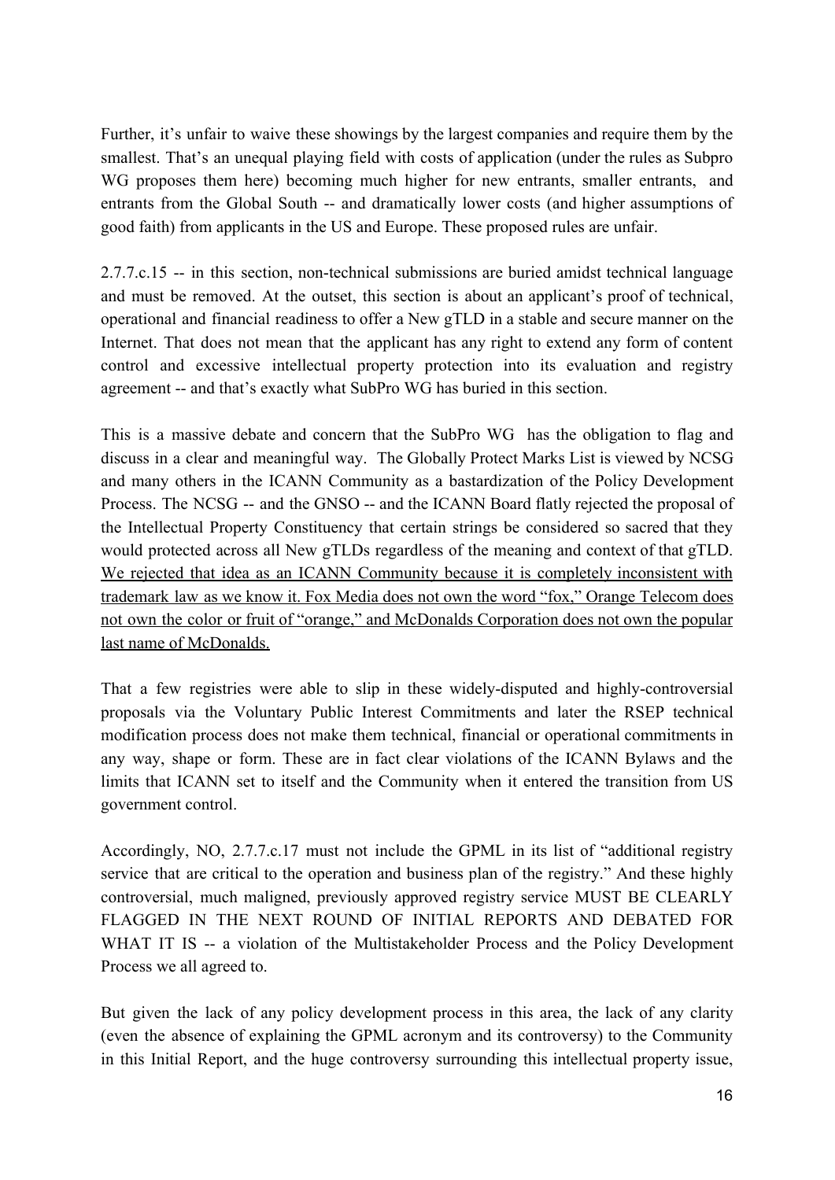Further, it's unfair to waive these showings by the largest companies and require them by the smallest. That's an unequal playing field with costs of application (under the rules as Subpro WG proposes them here) becoming much higher for new entrants, smaller entrants, and entrants from the Global South -- and dramatically lower costs (and higher assumptions of good faith) from applicants in the US and Europe. These proposed rules are unfair.

2.7.7.c.15 -- in this section, non-technical submissions are buried amidst technical language and must be removed. At the outset, this section is about an applicant's proof of technical, operational and financial readiness to offer a New gTLD in a stable and secure manner on the Internet. That does not mean that the applicant has any right to extend any form of content control and excessive intellectual property protection into its evaluation and registry agreement -- and that's exactly what SubPro WG has buried in this section.

This is a massive debate and concern that the SubPro WG has the obligation to flag and discuss in a clear and meaningful way. The Globally Protect Marks List is viewed by NCSG and many others in the ICANN Community as a bastardization of the Policy Development Process. The NCSG -- and the GNSO -- and the ICANN Board flatly rejected the proposal of the Intellectual Property Constituency that certain strings be considered so sacred that they would protected across all New gTLDs regardless of the meaning and context of that gTLD. <u>We rejected that idea as an ICANN Community because it is completely inconsistent with trademark law as we know it. Fox Media does not own the word "fox," Orange Telecom does not own the color or fruit of "orange," and McDonalds Corporation does not own the popular last name of McDonalds.</u>

That a few registries were able to slip in these widely-disputed and highly-controversial proposals via the Voluntary Public Interest Commitments and later the RSEP technical modification process does not make them technical, financial or operational commitments in any way, shape or form. These are in fact clear violations of the ICANN Bylaws and the limits that ICANN set to itself and the Community when it entered the transition from US government control.

Accordingly, NO, 2.7.7.c.17 must not include the GPML in its list of "additional registry service that are critical to the operation and business plan of the registry." And these highly controversial, much maligned, previously approved registry service MUST BE CLEARLY FLAGGED IN THE NEXT ROUND OF INITIAL REPORTS AND DEBATED FOR WHAT IT IS -- a violation of the Multistakeholder Process and the Policy Development Process we all agreed to.

But given the lack of any policy development process in this area, the lack of any clarity (even the absence of explaining the GPML acronym and its controversy) to the Community in this Initial Report, and the huge controversy surrounding this intellectual property issue,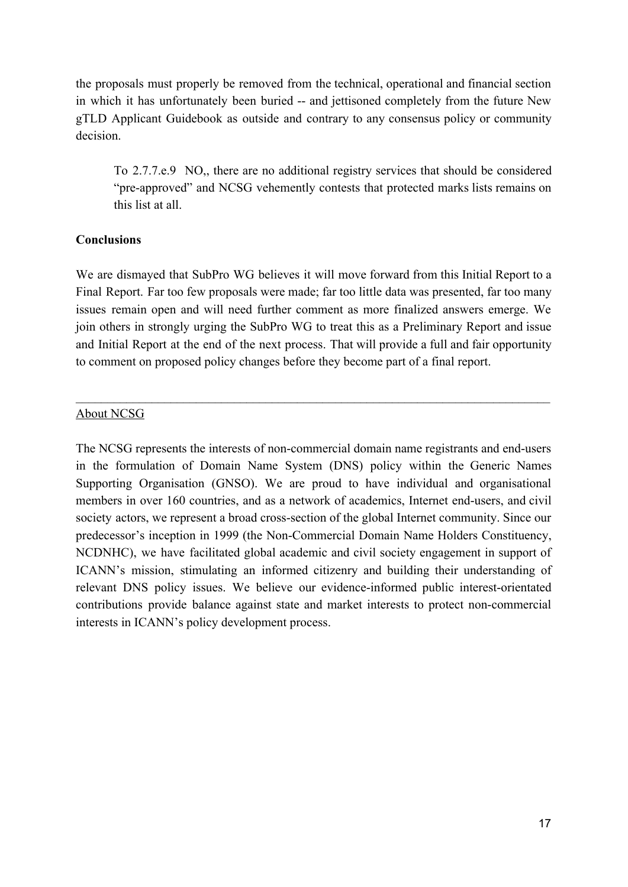the proposals must properly be removed from the technical, operational and financial section in which it has unfortunately been buried -- and jettisoned completely from the future New gTLD Applicant Guidebook as outside and contrary to any consensus policy or community decision.

> To 2.7.7.e.9 NO,, there are no additional registry services that should be considered "pre-approved" and NCSG vehemently contests that protected marks lists remains on this list at all.

**Conclusions**

We are dismayed that SubPro WG believes it will move forward from this Initial Report to a Final Report. Far too few proposals were made; far too little data was presented, far too many issues remain open and will need further comment as more finalized answers emerge. We join others in strongly urging the SubPro WG to treat this as a Preliminary Report and issue and Initial Report at the end of the next process. That will provide a full and fair opportunity to comment on proposed policy changes before they become part of a final report.

---

About NCSG

The NCSG represents the interests of non-commercial domain name registrants and end-users in the formulation of Domain Name System (DNS) policy within the Generic Names Supporting Organisation (GNSO). We are proud to have individual and organisational members in over 160 countries, and as a network of academics, Internet end-users, and civil society actors, we represent a broad cross-section of the global Internet community. Since our predecessor's inception in 1999 (the Non-Commercial Domain Name Holders Constituency, NCDNHC), we have facilitated global academic and civil society engagement in support of ICANN's mission, stimulating an informed citizenry and building their understanding of relevant DNS policy issues. We believe our evidence-informed public interest-orientated contributions provide balance against state and market interests to protect non-commercial interests in ICANN's policy development process.